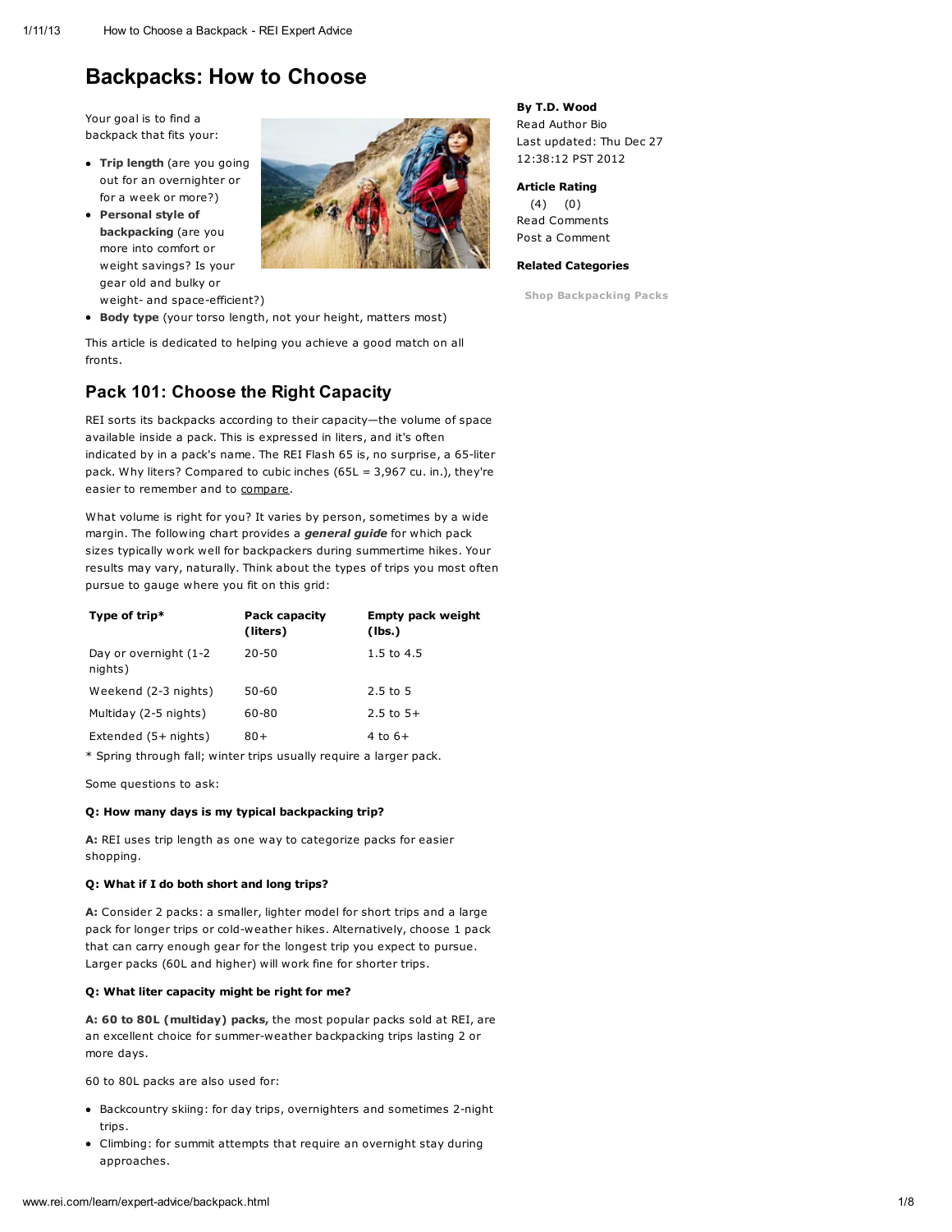# Backpacks: How to Choose

**By T.D. Wood**
Read Author Bio
Last updated: Thu Dec 27 12:38:12 PST 2012

**Article Rating**
(4) (0)
Read Comments
Post a Comment

**Related Categories**

Shop Backpacking Packs

Your goal is to find a backpack that fits your:

- **Trip length** (are you going out for an overnighter or for a week or more?)
- **Personal style of backpacking** (are you more into comfort or weight savings? Is your gear old and bulky or weight- and space-efficient?)
- **Body type** (your torso length, not your height, matters most)

This article is dedicated to helping you achieve a good match on all fronts.

## Pack 101: Choose the Right Capacity

REI sorts its backpacks according to their capacity—the volume of space available inside a pack. This is expressed in liters, and it's often indicated by in a pack's name. The REI Flash 65 is, no surprise, a 65-liter pack. Why liters? Compared to cubic inches (65L = 3,967 cu. in.), they're easier to remember and to compare.

What volume is right for you? It varies by person, sometimes by a wide margin. The following chart provides a ***general guide*** for which pack sizes typically work well for backpackers during summertime hikes. Your results may vary, naturally. Think about the types of trips you most often pursue to gauge where you fit on this grid:

| Type of trip* | Pack capacity (liters) | Empty pack weight (lbs.) |
|---|---|---|
| Day or overnight (1-2 nights) | 20-50 | 1.5 to 4.5 |
| Weekend (2-3 nights) | 50-60 | 2.5 to 5 |
| Multiday (2-5 nights) | 60-80 | 2.5 to 5+ |
| Extended (5+ nights) | 80+ | 4 to 6+ |

\* Spring through fall; winter trips usually require a larger pack.

Some questions to ask:

**Q: How many days is my typical backpacking trip?**

**A:** REI uses trip length as one way to categorize packs for easier shopping.

**Q: What if I do both short and long trips?**

**A:** Consider 2 packs: a smaller, lighter model for short trips and a large pack for longer trips or cold-weather hikes. Alternatively, choose 1 pack that can carry enough gear for the longest trip you expect to pursue. Larger packs (60L and higher) will work fine for shorter trips.

**Q: What liter capacity might be right for me?**

**A: 60 to 80L (multiday) packs,** the most popular packs sold at REI, are an excellent choice for summer-weather backpacking trips lasting 2 or more days.

60 to 80L packs are also used for:

- Backcountry skiing: for day trips, overnighters and sometimes 2-night trips.
- Climbing: for summit attempts that require an overnight stay during approaches.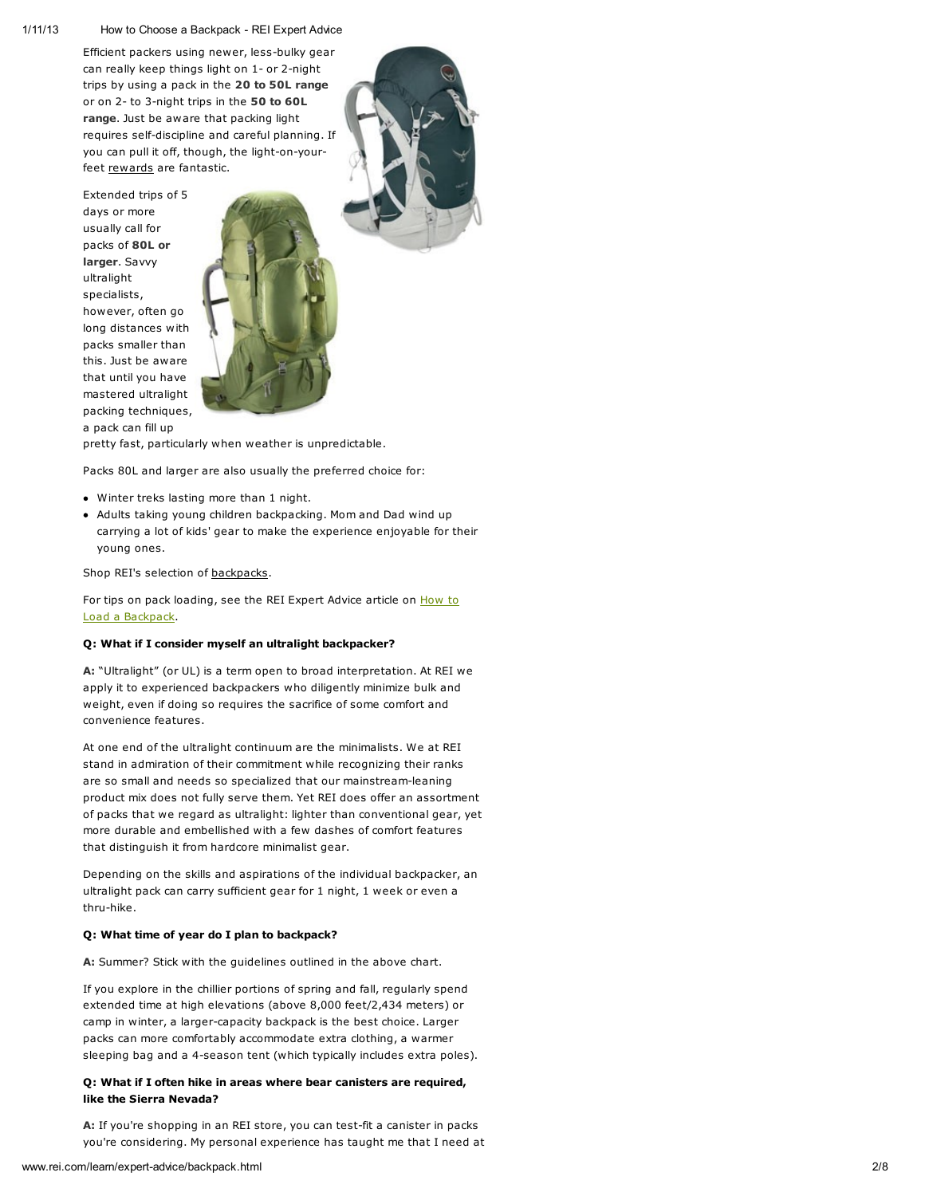Efficient packers using newer, less-bulky gear can really keep things light on 1- or 2-night trips by using a pack in the **20 to 50L range** or on 2- to 3-night trips in the **50 to 60L range**. Just be aware that packing light requires self-discipline and careful planning. If you can pull it off, though, the light-on-your-feet rewards are fantastic.

Extended trips of 5 days or more usually call for packs of **80L or larger**. Savvy ultralight specialists, however, often go long distances with packs smaller than this. Just be aware that until you have mastered ultralight packing techniques, a pack can fill up pretty fast, particularly when weather is unpredictable.

Packs 80L and larger are also usually the preferred choice for:

- Winter treks lasting more than 1 night.
- Adults taking young children backpacking. Mom and Dad wind up carrying a lot of kids' gear to make the experience enjoyable for their young ones.

Shop REI's selection of backpacks.

For tips on pack loading, see the REI Expert Advice article on How to Load a Backpack.

**Q: What if I consider myself an ultralight backpacker?**

**A:** "Ultralight" (or UL) is a term open to broad interpretation. At REI we apply it to experienced backpackers who diligently minimize bulk and weight, even if doing so requires the sacrifice of some comfort and convenience features.

At one end of the ultralight continuum are the minimalists. We at REI stand in admiration of their commitment while recognizing their ranks are so small and needs so specialized that our mainstream-leaning product mix does not fully serve them. Yet REI does offer an assortment of packs that we regard as ultralight: lighter than conventional gear, yet more durable and embellished with a few dashes of comfort features that distinguish it from hardcore minimalist gear.

Depending on the skills and aspirations of the individual backpacker, an ultralight pack can carry sufficient gear for 1 night, 1 week or even a thru-hike.

**Q: What time of year do I plan to backpack?**

**A:** Summer? Stick with the guidelines outlined in the above chart.

If you explore in the chillier portions of spring and fall, regularly spend extended time at high elevations (above 8,000 feet/2,434 meters) or camp in winter, a larger-capacity backpack is the best choice. Larger packs can more comfortably accommodate extra clothing, a warmer sleeping bag and a 4-season tent (which typically includes extra poles).

**Q: What if I often hike in areas where bear canisters are required, like the Sierra Nevada?**

**A:** If you're shopping in an REI store, you can test-fit a canister in packs you're considering. My personal experience has taught me that I need at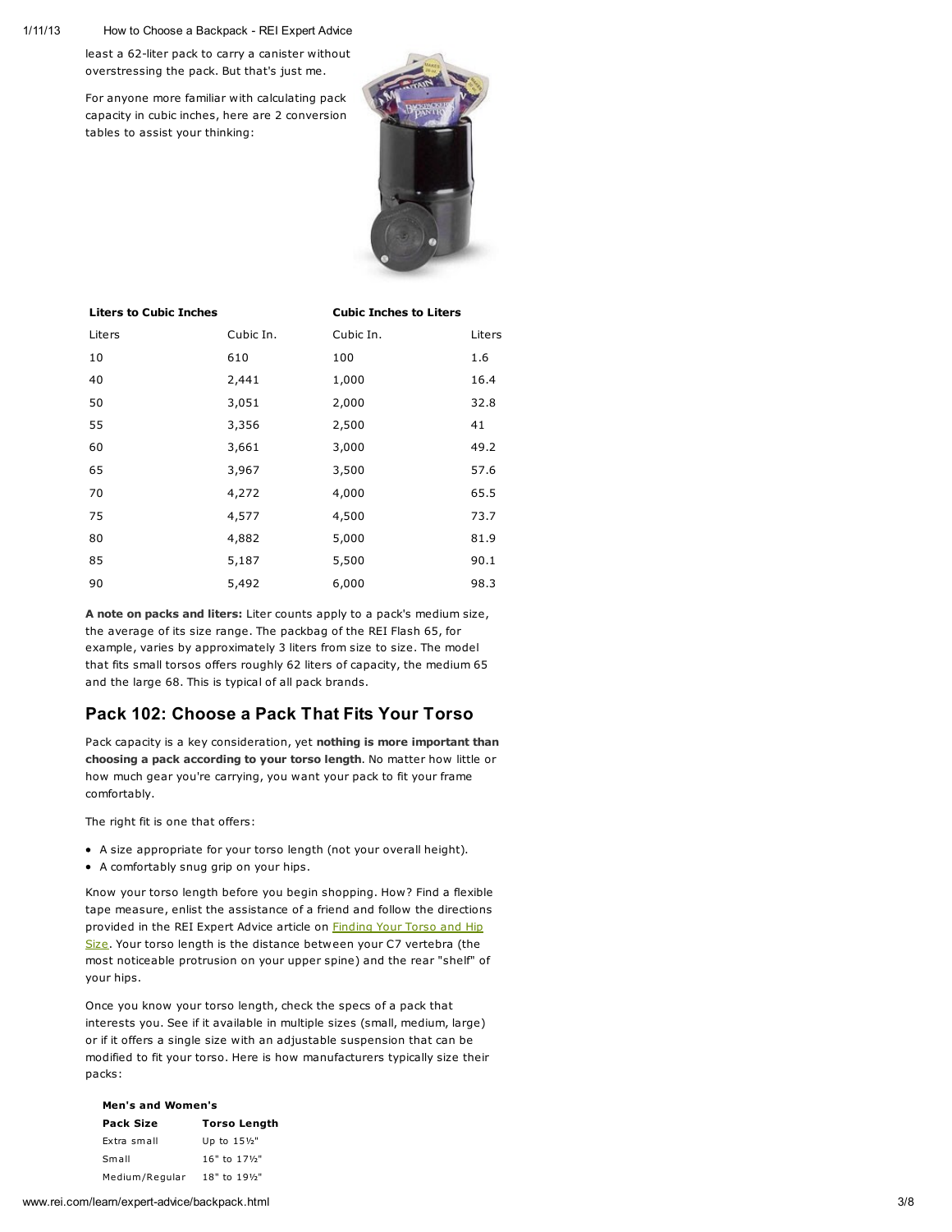least a 62-liter pack to carry a canister without overstressing the pack. But that's just me.

For anyone more familiar with calculating pack capacity in cubic inches, here are 2 conversion tables to assist your thinking:

| **Liters to Cubic Inches** | | **Cubic Inches to Liters** | |
|---|---|---|---|
| Liters | Cubic In. | Cubic In. | Liters |
| 10 | 610 | 100 | 1.6 |
| 40 | 2,441 | 1,000 | 16.4 |
| 50 | 3,051 | 2,000 | 32.8 |
| 55 | 3,356 | 2,500 | 41 |
| 60 | 3,661 | 3,000 | 49.2 |
| 65 | 3,967 | 3,500 | 57.6 |
| 70 | 4,272 | 4,000 | 65.5 |
| 75 | 4,577 | 4,500 | 73.7 |
| 80 | 4,882 | 5,000 | 81.9 |
| 85 | 5,187 | 5,500 | 90.1 |
| 90 | 5,492 | 6,000 | 98.3 |

**A note on packs and liters:** Liter counts apply to a pack's medium size, the average of its size range. The packbag of the REI Flash 65, for example, varies by approximately 3 liters from size to size. The model that fits small torsos offers roughly 62 liters of capacity, the medium 65 and the large 68. This is typical of all pack brands.

## Pack 102: Choose a Pack That Fits Your Torso

Pack capacity is a key consideration, yet **nothing is more important than choosing a pack according to your torso length**. No matter how little or how much gear you're carrying, you want your pack to fit your frame comfortably.

The right fit is one that offers:

- A size appropriate for your torso length (not your overall height).
- A comfortably snug grip on your hips.

Know your torso length before you begin shopping. How? Find a flexible tape measure, enlist the assistance of a friend and follow the directions provided in the REI Expert Advice article on Finding Your Torso and Hip Size. Your torso length is the distance between your C7 vertebra (the most noticeable protrusion on your upper spine) and the rear "shelf" of your hips.

Once you know your torso length, check the specs of a pack that interests you. See if it available in multiple sizes (small, medium, large) or if it offers a single size with an adjustable suspension that can be modified to fit your torso. Here is how manufacturers typically size their packs:

**Men's and Women's**

| Pack Size | Torso Length |
|---|---|
| Extra small | Up to 15½" |
| Small | 16" to 17½" |
| Medium/Regular | 18" to 19½" |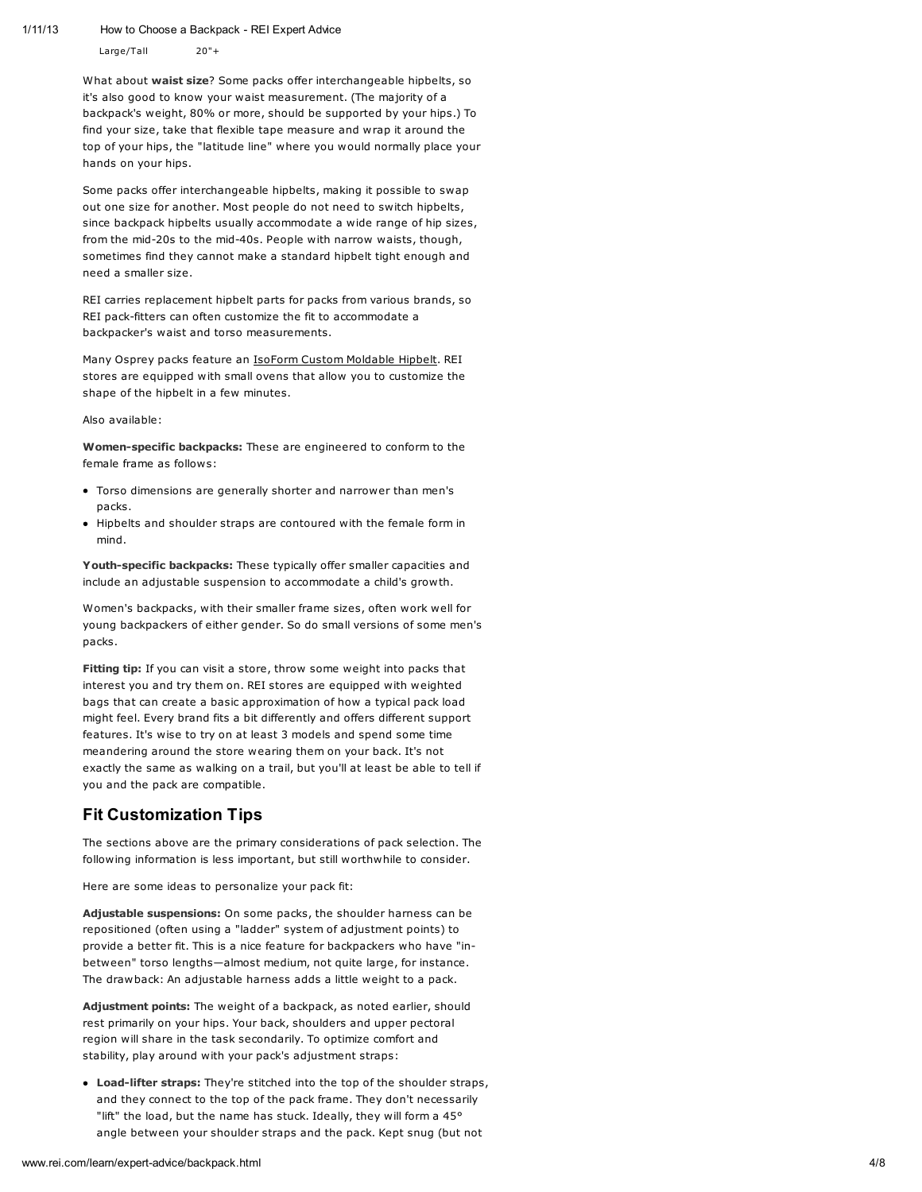| Large/Tall | 20"+ |
| --- | --- |

What about **waist size**? Some packs offer interchangeable hipbelts, so it's also good to know your waist measurement. (The majority of a backpack's weight, 80% or more, should be supported by your hips.) To find your size, take that flexible tape measure and wrap it around the top of your hips, the "latitude line" where you would normally place your hands on your hips.

Some packs offer interchangeable hipbelts, making it possible to swap out one size for another. Most people do not need to switch hipbelts, since backpack hipbelts usually accommodate a wide range of hip sizes, from the mid-20s to the mid-40s. People with narrow waists, though, sometimes find they cannot make a standard hipbelt tight enough and need a smaller size.

REI carries replacement hipbelt parts for packs from various brands, so REI pack-fitters can often customize the fit to accommodate a backpacker's waist and torso measurements.

Many Osprey packs feature an IsoForm Custom Moldable Hipbelt. REI stores are equipped with small ovens that allow you to customize the shape of the hipbelt in a few minutes.

Also available:

**Women-specific backpacks:** These are engineered to conform to the female frame as follows:

- Torso dimensions are generally shorter and narrower than men's packs.
- Hipbelts and shoulder straps are contoured with the female form in mind.

**Youth-specific backpacks:** These typically offer smaller capacities and include an adjustable suspension to accommodate a child's growth.

Women's backpacks, with their smaller frame sizes, often work well for young backpackers of either gender. So do small versions of some men's packs.

**Fitting tip:** If you can visit a store, throw some weight into packs that interest you and try them on. REI stores are equipped with weighted bags that can create a basic approximation of how a typical pack load might feel. Every brand fits a bit differently and offers different support features. It's wise to try on at least 3 models and spend some time meandering around the store wearing them on your back. It's not exactly the same as walking on a trail, but you'll at least be able to tell if you and the pack are compatible.

## Fit Customization Tips

The sections above are the primary considerations of pack selection. The following information is less important, but still worthwhile to consider.

Here are some ideas to personalize your pack fit:

**Adjustable suspensions:** On some packs, the shoulder harness can be repositioned (often using a "ladder" system of adjustment points) to provide a better fit. This is a nice feature for backpackers who have "in-between" torso lengths—almost medium, not quite large, for instance. The drawback: An adjustable harness adds a little weight to a pack.

**Adjustment points:** The weight of a backpack, as noted earlier, should rest primarily on your hips. Your back, shoulders and upper pectoral region will share in the task secondarily. To optimize comfort and stability, play around with your pack's adjustment straps:

- **Load-lifter straps:** They're stitched into the top of the shoulder straps, and they connect to the top of the pack frame. They don't necessarily "lift" the load, but the name has stuck. Ideally, they will form a 45° angle between your shoulder straps and the pack. Kept snug (but not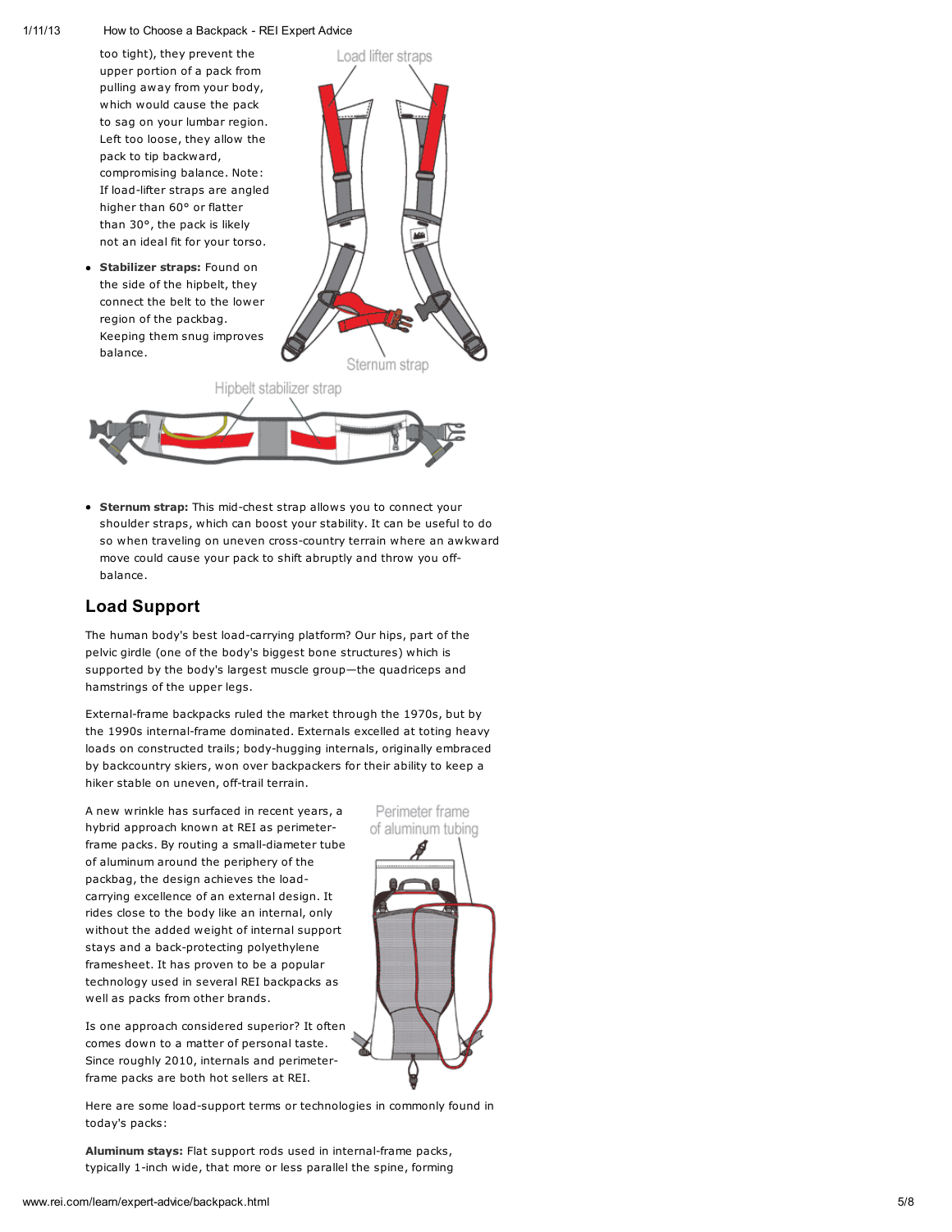too tight), they prevent the upper portion of a pack from pulling away from your body, which would cause the pack to sag on your lumbar region. Left too loose, they allow the pack to tip backward, compromising balance. Note: If load-lifter straps are angled higher than 60° or flatter than 30°, the pack is likely not an ideal fit for your torso.

- **Stabilizer straps:** Found on the side of the hipbelt, they connect the belt to the lower region of the packbag. Keeping them snug improves balance.

- **Sternum strap:** This mid-chest strap allows you to connect your shoulder straps, which can boost your stability. It can be useful to do so when traveling on uneven cross-country terrain where an awkward move could cause your pack to shift abruptly and throw you off-balance.

## Load Support

The human body's best load-carrying platform? Our hips, part of the pelvic girdle (one of the body's biggest bone structures) which is supported by the body's largest muscle group—the quadriceps and hamstrings of the upper legs.

External-frame backpacks ruled the market through the 1970s, but by the 1990s internal-frame dominated. Externals excelled at toting heavy loads on constructed trails; body-hugging internals, originally embraced by backcountry skiers, won over backpackers for their ability to keep a hiker stable on uneven, off-trail terrain.

A new wrinkle has surfaced in recent years, a hybrid approach known at REI as perimeter-frame packs. By routing a small-diameter tube of aluminum around the periphery of the packbag, the design achieves the load-carrying excellence of an external design. It rides close to the body like an internal, only without the added weight of internal support stays and a back-protecting polyethylene framesheet. It has proven to be a popular technology used in several REI backpacks as well as packs from other brands.

Is one approach considered superior? It often comes down to a matter of personal taste. Since roughly 2010, internals and perimeter-frame packs are both hot sellers at REI.

Here are some load-support terms or technologies in commonly found in today's packs:

**Aluminum stays:** Flat support rods used in internal-frame packs, typically 1-inch wide, that more or less parallel the spine, forming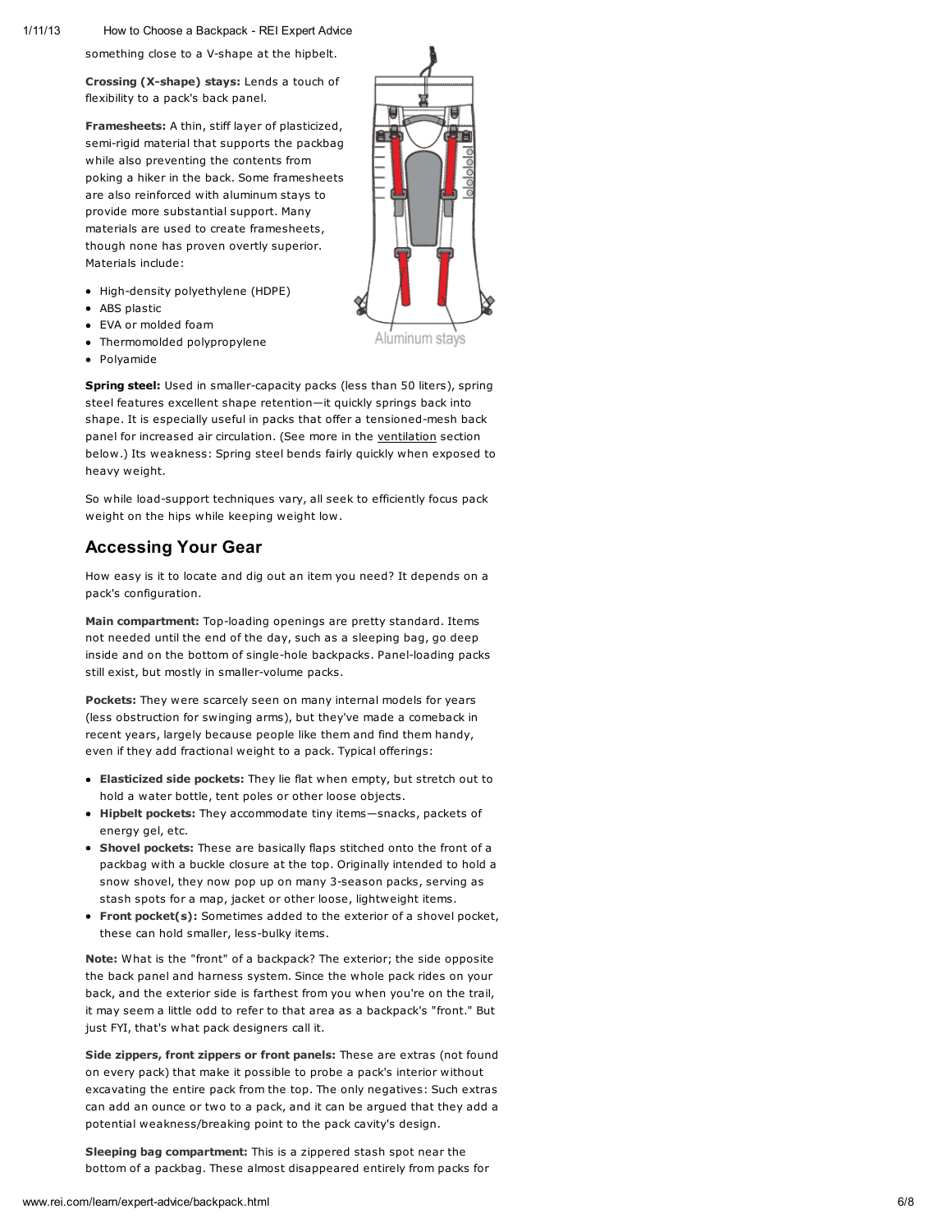something close to a V-shape at the hipbelt.

**Crossing (X-shape) stays:** Lends a touch of flexibility to a pack's back panel.

**Framesheets:** A thin, stiff layer of plasticized, semi-rigid material that supports the packbag while also preventing the contents from poking a hiker in the back. Some framesheets are also reinforced with aluminum stays to provide more substantial support. Many materials are used to create framesheets, though none has proven overtly superior. Materials include:

- High-density polyethylene (HDPE)
- ABS plastic
- EVA or molded foam
- Thermomolded polypropylene
- Polyamide

Aluminum stays

**Spring steel:** Used in smaller-capacity packs (less than 50 liters), spring steel features excellent shape retention—it quickly springs back into shape. It is especially useful in packs that offer a tensioned-mesh back panel for increased air circulation. (See more in the ventilation section below.) Its weakness: Spring steel bends fairly quickly when exposed to heavy weight.

So while load-support techniques vary, all seek to efficiently focus pack weight on the hips while keeping weight low.

## Accessing Your Gear

How easy is it to locate and dig out an item you need? It depends on a pack's configuration.

**Main compartment:** Top-loading openings are pretty standard. Items not needed until the end of the day, such as a sleeping bag, go deep inside and on the bottom of single-hole backpacks. Panel-loading packs still exist, but mostly in smaller-volume packs.

**Pockets:** They were scarcely seen on many internal models for years (less obstruction for swinging arms), but they've made a comeback in recent years, largely because people like them and find them handy, even if they add fractional weight to a pack. Typical offerings:

- **Elasticized side pockets:** They lie flat when empty, but stretch out to hold a water bottle, tent poles or other loose objects.
- **Hipbelt pockets:** They accommodate tiny items—snacks, packets of energy gel, etc.
- **Shovel pockets:** These are basically flaps stitched onto the front of a packbag with a buckle closure at the top. Originally intended to hold a snow shovel, they now pop up on many 3-season packs, serving as stash spots for a map, jacket or other loose, lightweight items.
- **Front pocket(s):** Sometimes added to the exterior of a shovel pocket, these can hold smaller, less-bulky items.

**Note:** What is the "front" of a backpack? The exterior; the side opposite the back panel and harness system. Since the whole pack rides on your back, and the exterior side is farthest from you when you're on the trail, it may seem a little odd to refer to that area as a backpack's "front." But just FYI, that's what pack designers call it.

**Side zippers, front zippers or front panels:** These are extras (not found on every pack) that make it possible to probe a pack's interior without excavating the entire pack from the top. The only negatives: Such extras can add an ounce or two to a pack, and it can be argued that they add a potential weakness/breaking point to the pack cavity's design.

**Sleeping bag compartment:** This is a zippered stash spot near the bottom of a packbag. These almost disappeared entirely from packs for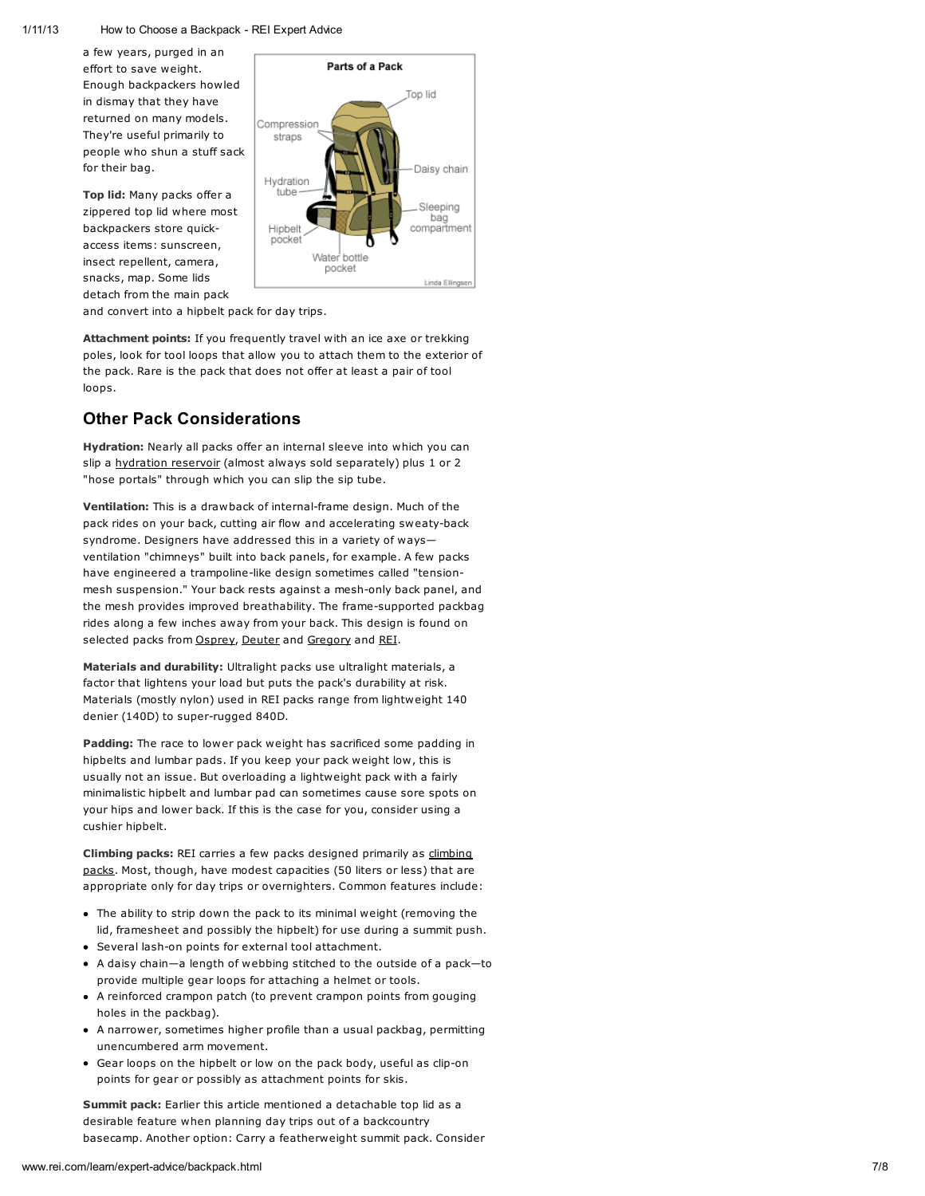a few years, purged in an effort to save weight. Enough backpackers howled in dismay that they have returned on many models. They're useful primarily to people who shun a stuff sack for their bag.

**Top lid:** Many packs offer a zippered top lid where most backpackers store quick-access items: sunscreen, insect repellent, camera, snacks, map. Some lids detach from the main pack and convert into a hipbelt pack for day trips.

**Attachment points:** If you frequently travel with an ice axe or trekking poles, look for tool loops that allow you to attach them to the exterior of the pack. Rare is the pack that does not offer at least a pair of tool loops.

## Other Pack Considerations

**Hydration:** Nearly all packs offer an internal sleeve into which you can slip a hydration reservoir (almost always sold separately) plus 1 or 2 "hose portals" through which you can slip the sip tube.

**Ventilation:** This is a drawback of internal-frame design. Much of the pack rides on your back, cutting air flow and accelerating sweaty-back syndrome. Designers have addressed this in a variety of ways—ventilation "chimneys" built into back panels, for example. A few packs have engineered a trampoline-like design sometimes called "tension-mesh suspension." Your back rests against a mesh-only back panel, and the mesh provides improved breathability. The frame-supported packbag rides along a few inches away from your back. This design is found on selected packs from Osprey, Deuter and Gregory and REI.

**Materials and durability:** Ultralight packs use ultralight materials, a factor that lightens your load but puts the pack's durability at risk. Materials (mostly nylon) used in REI packs range from lightweight 140 denier (140D) to super-rugged 840D.

**Padding:** The race to lower pack weight has sacrificed some padding in hipbelts and lumbar pads. If you keep your pack weight low, this is usually not an issue. But overloading a lightweight pack with a fairly minimalistic hipbelt and lumbar pad can sometimes cause sore spots on your hips and lower back. If this is the case for you, consider using a cushier hipbelt.

**Climbing packs:** REI carries a few packs designed primarily as climbing packs. Most, though, have modest capacities (50 liters or less) that are appropriate only for day trips or overnighters. Common features include:

- The ability to strip down the pack to its minimal weight (removing the lid, framesheet and possibly the hipbelt) for use during a summit push.
- Several lash-on points for external tool attachment.
- A daisy chain—a length of webbing stitched to the outside of a pack—to provide multiple gear loops for attaching a helmet or tools.
- A reinforced crampon patch (to prevent crampon points from gouging holes in the packbag).
- A narrower, sometimes higher profile than a usual packbag, permitting unencumbered arm movement.
- Gear loops on the hipbelt or low on the pack body, useful as clip-on points for gear or possibly as attachment points for skis.

**Summit pack:** Earlier this article mentioned a detachable top lid as a desirable feature when planning day trips out of a backcountry basecamp. Another option: Carry a featherweight summit pack. Consider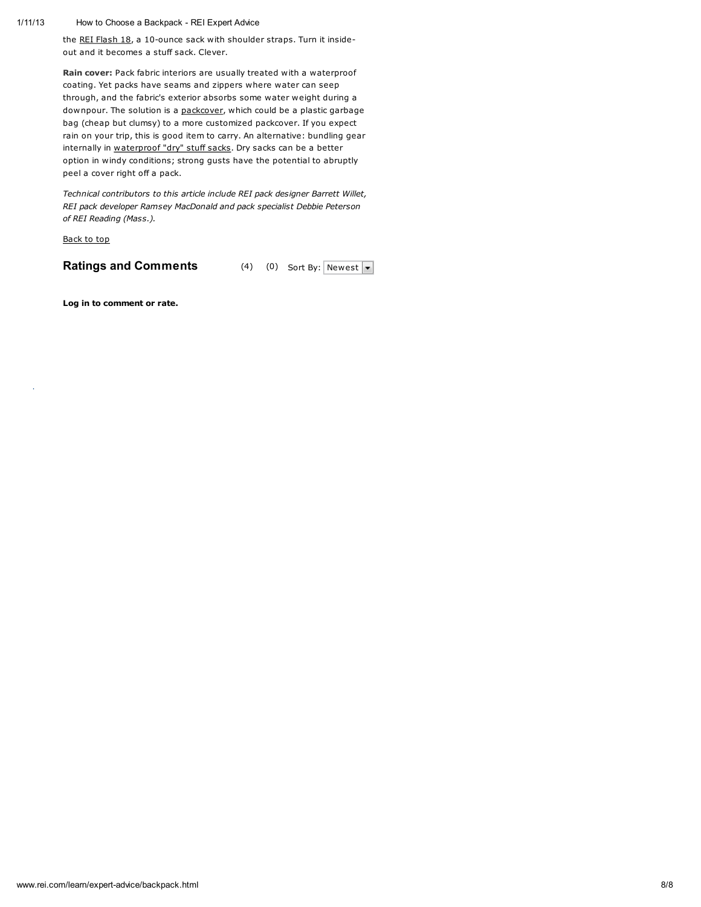the REI Flash 18, a 10-ounce sack with shoulder straps. Turn it inside-out and it becomes a stuff sack. Clever.

**Rain cover:** Pack fabric interiors are usually treated with a waterproof coating. Yet packs have seams and zippers where water can seep through, and the fabric's exterior absorbs some water weight during a downpour. The solution is a packcover, which could be a plastic garbage bag (cheap but clumsy) to a more customized packcover. If you expect rain on your trip, this is good item to carry. An alternative: bundling gear internally in waterproof "dry" stuff sacks. Dry sacks can be a better option in windy conditions; strong gusts have the potential to abruptly peel a cover right off a pack.

*Technical contributors to this article include REI pack designer Barrett Willet, REI pack developer Ramsey MacDonald and pack specialist Debbie Peterson of REI Reading (Mass.).*

Back to top

## Ratings and Comments

(4) (0) Sort By: Newest

**Log in to comment or rate.**